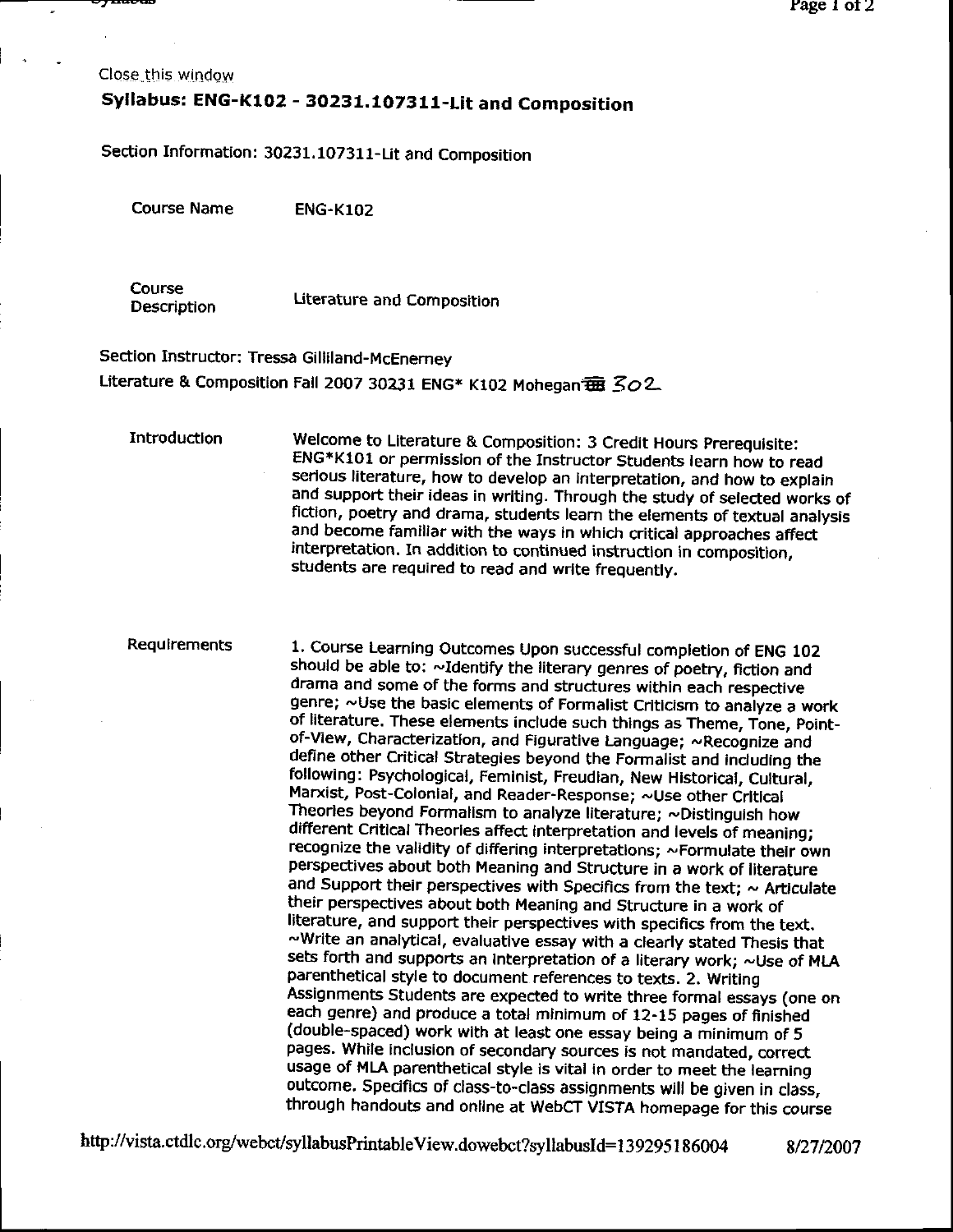Close this window

## Syllabus: ENG-K102 - 30231.107311-Lit and Composition

Section Information: 30231.107311-Lit and Composition

| | |
|---|---|
| Course Name | ENG-K102 |
| Course Description | Literature and Composition |

Section Instructor: Tressa Gilliland-McEnerney

Literature & Composition Fall 2007 30231 ENG* K102 Mohegan 302

**Introduction**

Welcome to Literature & Composition: 3 Credit Hours Prerequisite: ENG*K101 or permission of the Instructor Students learn how to read serious literature, how to develop an interpretation, and how to explain and support their ideas in writing. Through the study of selected works of fiction, poetry and drama, students learn the elements of textual analysis and become familiar with the ways in which critical approaches affect interpretation. In addition to continued instruction in composition, students are required to read and write frequently.

**Requirements**

1. Course Learning Outcomes Upon successful completion of ENG 102 should be able to: ~Identify the literary genres of poetry, fiction and drama and some of the forms and structures within each respective genre; ~Use the basic elements of Formalist Criticism to analyze a work of literature. These elements include such things as Theme, Tone, Point-of-View, Characterization, and Figurative Language; ~Recognize and define other Critical Strategies beyond the Formalist and including the following: Psychological, Feminist, Freudian, New Historical, Cultural, Marxist, Post-Colonial, and Reader-Response; ~Use other Critical Theories beyond Formalism to analyze literature; ~Distinguish how different Critical Theories affect interpretation and levels of meaning; recognize the validity of differing interpretations; ~Formulate their own perspectives about both Meaning and Structure in a work of literature and Support their perspectives with Specifics from the text; ~ Articulate their perspectives about both Meaning and Structure in a work of literature, and support their perspectives with specifics from the text. ~Write an analytical, evaluative essay with a clearly stated Thesis that sets forth and supports an interpretation of a literary work; ~Use of MLA parenthetical style to document references to texts. 2. Writing Assignments Students are expected to write three formal essays (one on each genre) and produce a total minimum of 12-15 pages of finished (double-spaced) work with at least one essay being a minimum of 5 pages. While inclusion of secondary sources is not mandated, correct usage of MLA parenthetical style is vital in order to meet the learning outcome. Specifics of class-to-class assignments will be given in class, through handouts and online at WebCT VISTA homepage for this course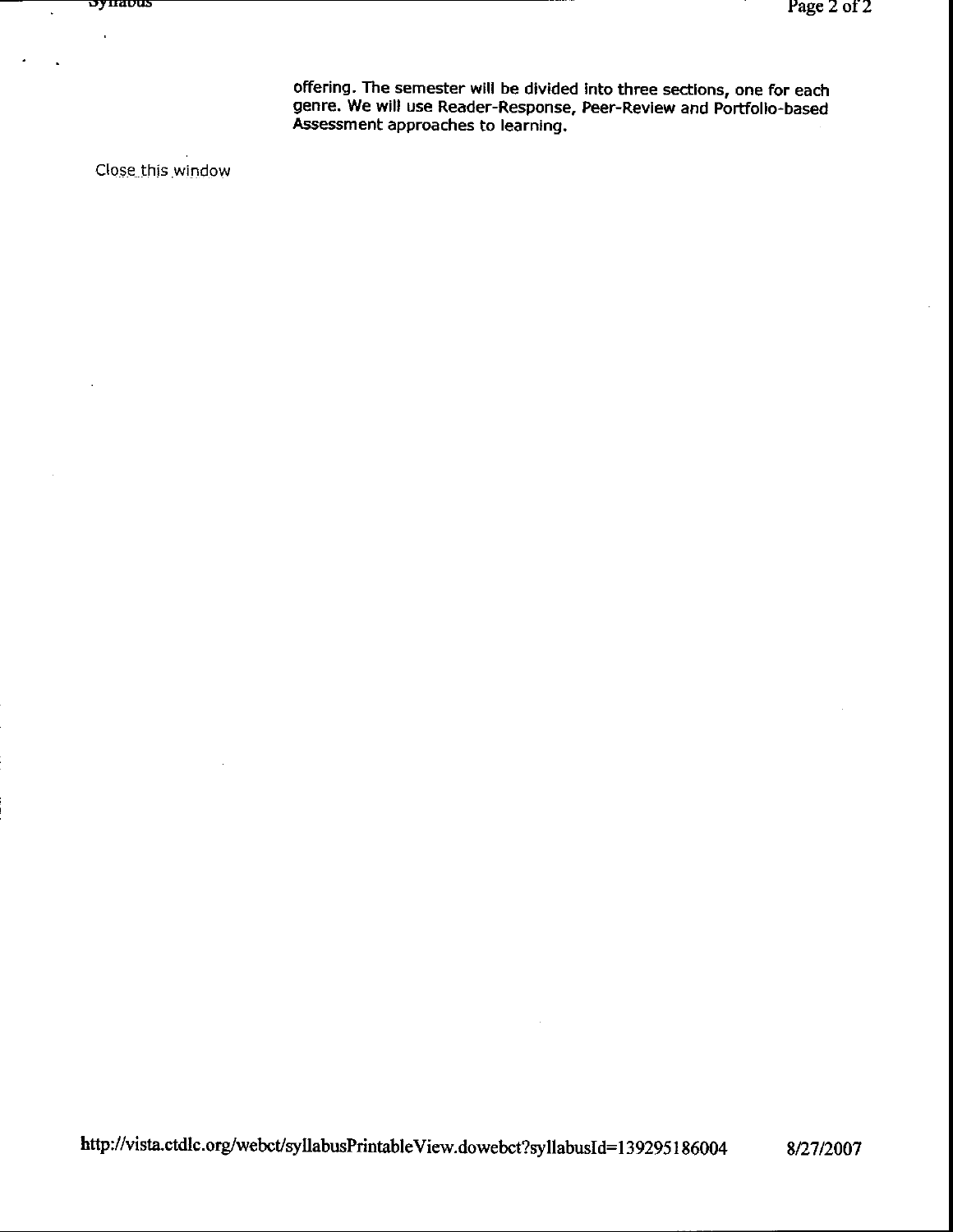offering. The semester will be divided into three sections, one for each genre. We will use Reader-Response, Peer-Review and Portfolio-based Assessment approaches to learning.

Close this window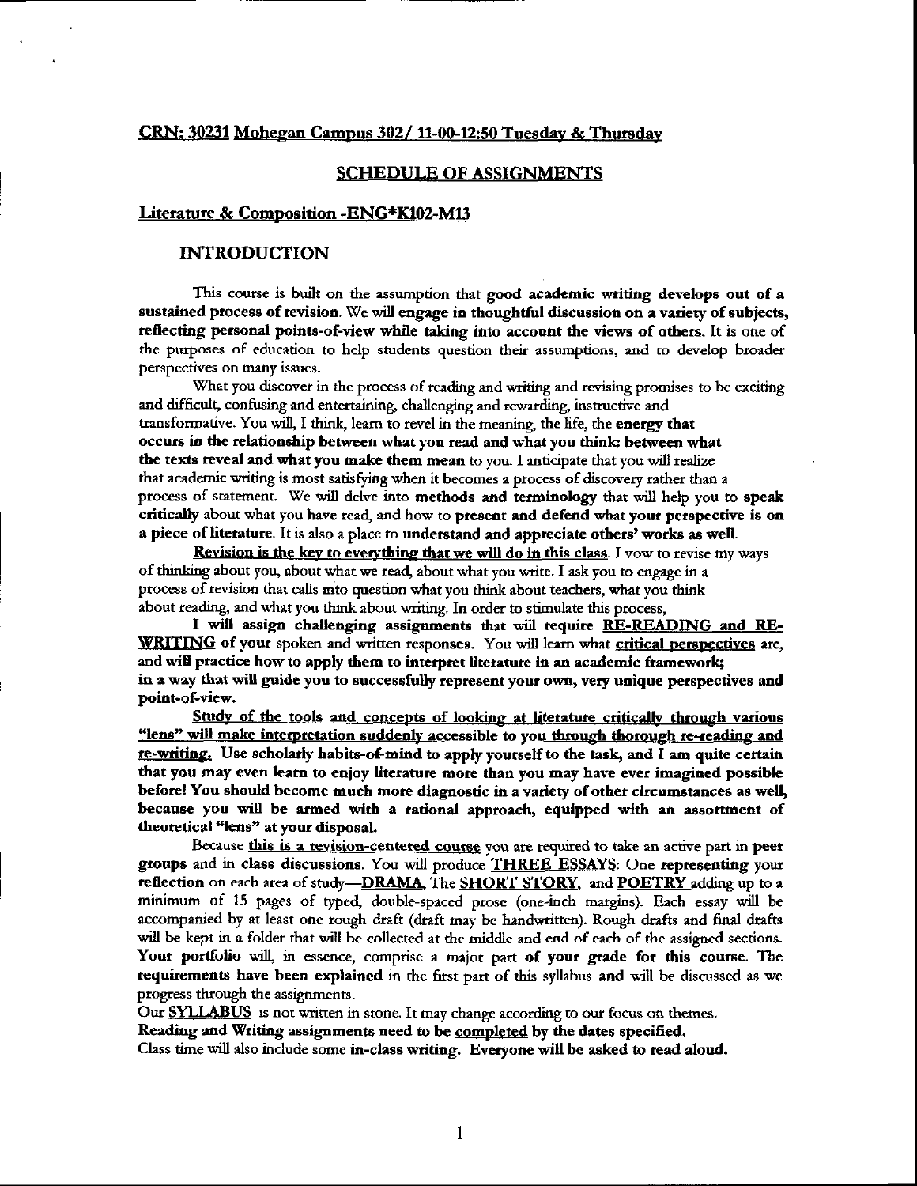**CRN: 30231 Mohegan Campus 302/ 11-00-12:50 Tuesday & Thursday**

## SCHEDULE OF ASSIGNMENTS

**Literature & Composition -ENG*K102-M13**

### INTRODUCTION

This course is built on the assumption that **good academic writing develops out of a sustained process of revision. We will engage in thoughtful discussion on a variety of subjects, reflecting personal points-of-view while taking into account the views of others.** It is one of the purposes of education to help students question their assumptions, and to develop broader perspectives on many issues.

What you discover in the process of reading and writing and revising promises to be exciting and difficult, confusing and entertaining, challenging and rewarding, instructive and transformative. You will, I think, learn to revel in the meaning, the life, the **energy that occurs in the relationship between what you read and what you think: between what the texts reveal and what you make them mean** to you. I anticipate that you will realize that academic writing is most satisfying when it becomes a process of discovery rather than a process of statement. We will delve into **methods and terminology** that will help you to **speak critically** about what you have read, and how to **present and defend** what **your perspective is on a piece of literature**. It is also a place to **understand and appreciate others' works as well.**

**Revision is the key to everything that we will do in this class.** I vow to revise my ways of thinking about you, about what we read, about what you write. I ask you to engage in a process of revision that calls into question what you think about teachers, what you think about reading, and what you think about writing. In order to stimulate this process,

**I will assign challenging assignments** that will **require RE-READING and RE-WRITING of your** spoken and written responses. You will learn what **critical perspectives** are, and **will practice how to apply them to interpret literature in an academic framework; in a way that will guide you to successfully represent your own, very unique perspectives and point-of-view.**

**Study of the tools and concepts of looking at literature critically through various "lens" will make interpretation suddenly accessible to you through thorough re-reading and re-writing. Use scholarly habits-of-mind to apply yourself to the task, and I am quite certain that you may even learn to enjoy literature more than you may have ever imagined possible before! You should become much more diagnostic in a variety of other circumstances as well, because you will be armed with a rational approach, equipped with an assortment of theoretical "lens" at your disposal.**

Because **this is a revision-centered course** you are required to take an active part in **peer groups** and in **class discussions**. You will produce **THREE ESSAYS**: One **representing** your **reflection** on each area of study—**DRAMA**, The **SHORT STORY**, and **POETRY** adding up to a minimum of 15 pages of typed, double-spaced prose (one-inch margins). Each essay will be accompanied by at least one rough draft (draft may be handwritten). Rough drafts and final drafts will be kept in a folder that will be collected at the middle and end of each of the assigned sections. **Your portfolio** will, in essence, comprise a major part **of your grade for this course**. The **requirements have been explained** in the first part of this syllabus **and** will be discussed as we progress through the assignments.

Our **SYLLABUS** is not written in stone. It may change according to our focus on themes.

**Reading and Writing assignments need to be completed by the dates specified.**

Class time will also include some **in-class writing. Everyone will be asked to read aloud.**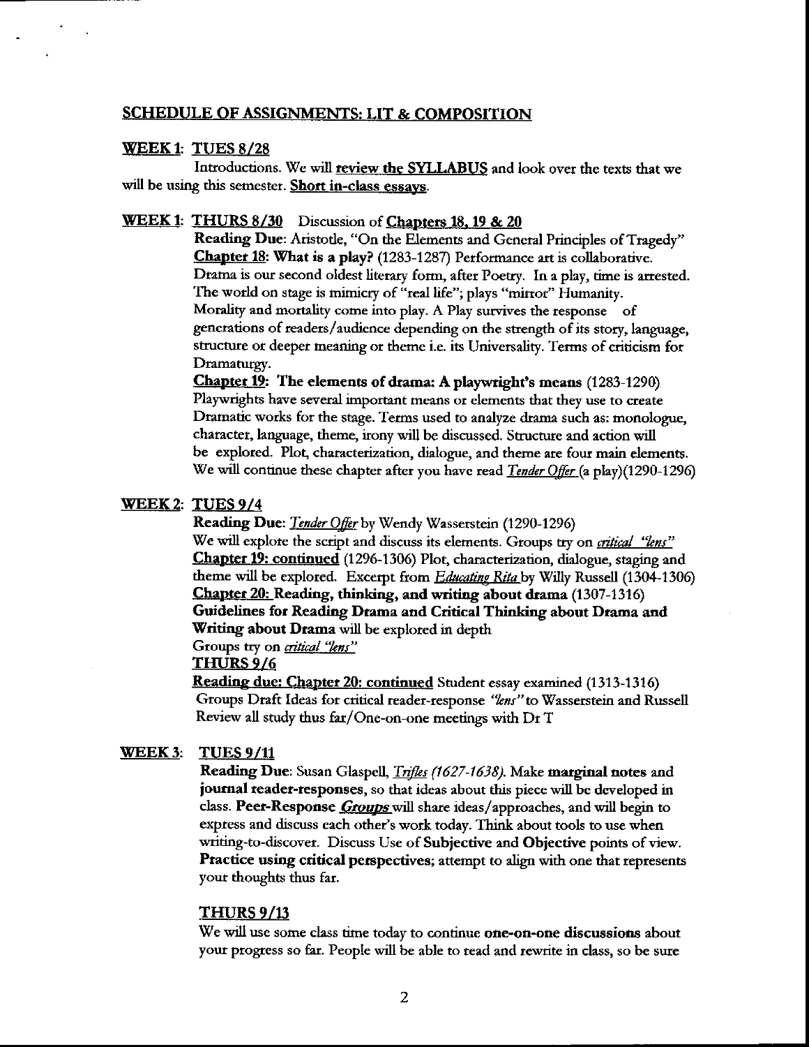## SCHEDULE OF ASSIGNMENTS: LIT & COMPOSITION

### WEEK 1: TUES 8/28

Introductions. We will **review the SYLLABUS** and look over the texts that we will be using this semester. **Short in-class essays**.

### WEEK 1: THURS 8/30 Discussion of Chapters 18, 19 & 20

**Reading Due**: Aristotle, "On the Elements and General Principles of Tragedy"
**Chapter 18: What is a play?** (1283-1287) Performance art is collaborative. Drama is our second oldest literary form, after Poetry. In a play, time is arrested. The world on stage is mimicry of "real life"; plays "mirror" Humanity. Morality and mortality come into play. A Play survives the response of generations of readers/audience depending on the strength of its story, language, structure or deeper meaning or theme i.e. its Universality. Terms of criticism for Dramaturgy.

**Chapter 19: The elements of drama: A playwright's means** (1283-1290) Playwrights have several important means or elements that they use to create Dramatic works for the stage. Terms used to analyze drama such as: monologue, character, language, theme, irony will be discussed. Structure and action will be explored. Plot, characterization, dialogue, and theme are four main elements. We will continue these chapter after you have read *Tender Offer* (a play)(1290-1296)

### WEEK 2: TUES 9/4

**Reading Due**: *Tender Offer* by Wendy Wasserstein (1290-1296)
We will explore the script and discuss its elements. Groups try on *critical "lens"*
**Chapter 19: continued** (1296-1306) Plot, characterization, dialogue, staging and theme will be explored. Excerpt from *Educating Rita* by Willy Russell (1304-1306)
**Chapter 20: Reading, thinking, and writing about drama** (1307-1316)
**Guidelines for Reading Drama and Critical Thinking about Drama and Writing about Drama** will be explored in depth
Groups try on *critical "lens"*

**THURS 9/6**

**Reading due: Chapter 20: continued** Student essay examined (1313-1316)
Groups Draft Ideas for critical reader-response *"lens"* to Wasserstein and Russell
Review all study thus far/One-on-one meetings with Dr T

### WEEK 3: TUES 9/11

**Reading Due**: Susan Glaspell, *Trifles (1627-1638)*. Make **marginal notes** and **journal reader-responses**, so that ideas about this piece will be developed in class. **Peer-Response *Groups*** will share ideas/approaches, and will begin to express and discuss each other's work today. Think about tools to use when writing-to-discover. Discuss Use of **Subjective** and **Objective** points of view. **Practice using critical perspectives**; attempt to align with one that represents your thoughts thus far.

**THURS 9/13**

We will use some class time today to continue **one-on-one discussions** about your progress so far. People will be able to read and rewrite in class, so be sure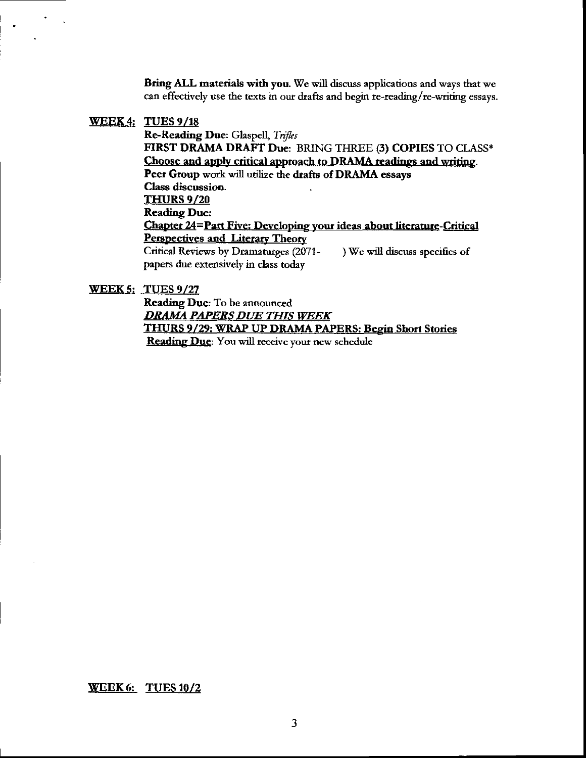**Bring ALL materials with you.** We will discuss applications and ways that we can effectively use the texts in our drafts and begin re-reading/re-writing essays.

**WEEK 4: TUES 9/18**

**Re-Reading Due:** Glaspell, *Trifles*
**FIRST DRAMA DRAFT Due:** BRING THREE (3) **COPIES** TO CLASS*
**Choose and apply critical approach to DRAMA readings and writing.**
**Peer Group** work will utilize the **drafts of DRAMA essays**
**Class discussion.**

**THURS 9/20**

**Reading Due:**
**Chapter 24=Part Five: Developing your ideas about literature-Critical Perspectives and Literary Theory**
Critical Reviews by Dramaturges (2071- ) We will discuss specifics of papers due extensively in class today

**WEEK 5: TUES 9/27**

**Reading Due:** To be announced
***DRAMA PAPERS DUE THIS WEEK***
**THURS 9/29: WRAP UP DRAMA PAPERS: Begin Short Stories**
**Reading Due:** You will receive your new schedule

**WEEK 6: TUES 10/2**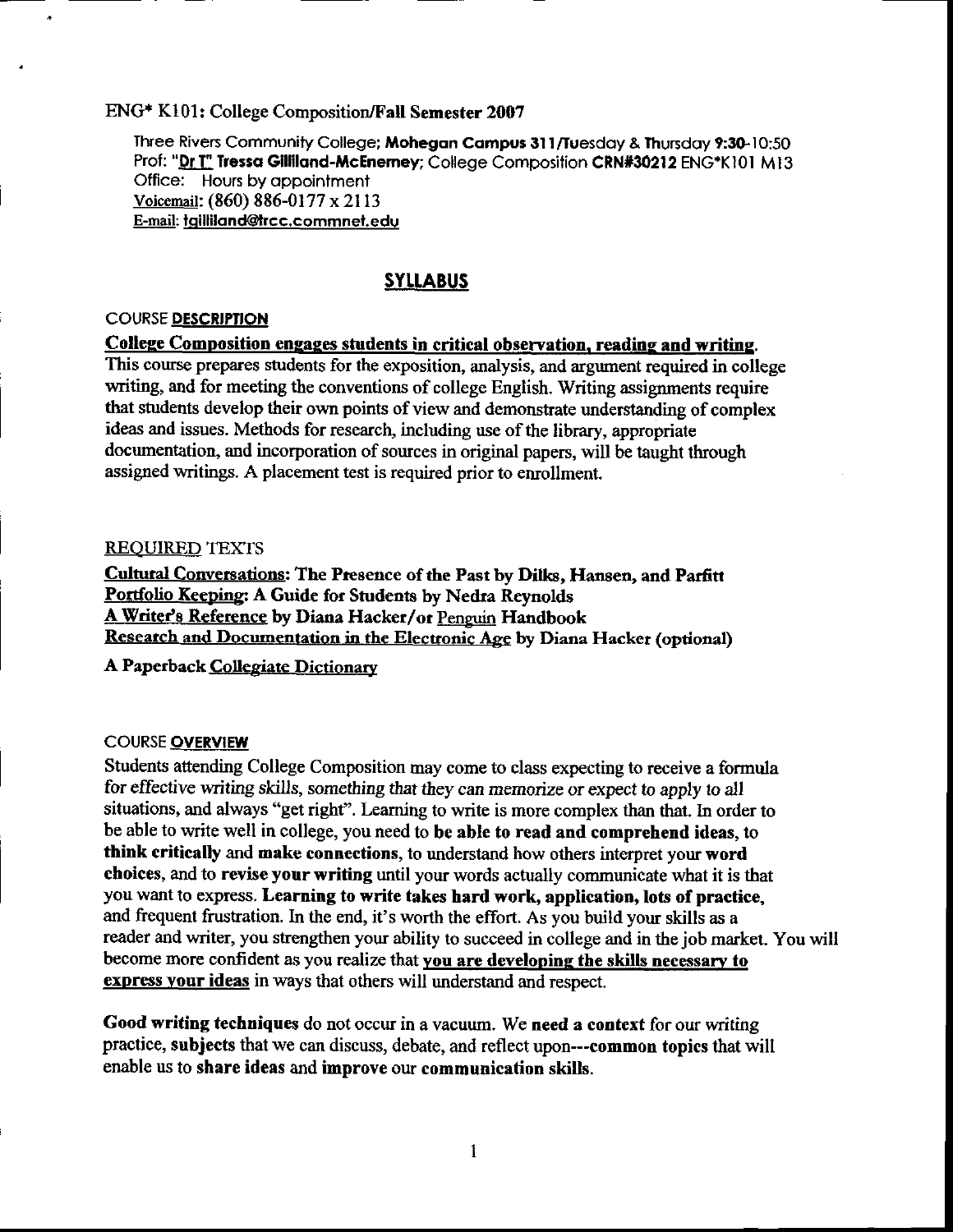ENG* K101: College Composition/Fall Semester 2007

Three Rivers Community College; **Mohegan Campus 311/Tuesday & Thursday 9:30-10:50**
Prof: "Dr T" **Tressa Gilliland-McEnerney**; College Composition **CRN#30212** ENG*K101 M13
Office: Hours by appointment
Voicemail: (860) 886-0177 x 2113
E-mail: tgilliland@trcc.commnet.edu

## SYLLABUS

### COURSE DESCRIPTION

**College Composition engages students in critical observation, reading and writing.** This course prepares students for the exposition, analysis, and argument required in college writing, and for meeting the conventions of college English. Writing assignments require that students develop their own points of view and demonstrate understanding of complex ideas and issues. Methods for research, including use of the library, appropriate documentation, and incorporation of sources in original papers, will be taught through assigned writings. A placement test is required prior to enrollment.

### REQUIRED TEXTS

**Cultural Conversations: The Presence of the Past by Dilks, Hansen, and Parfitt**
**Portfolio Keeping: A Guide for Students by Nedra Reynolds**
**A Writer's Reference by Diana Hacker/or Penguin Handbook**
**Research and Documentation in the Electronic Age by Diana Hacker (optional)**

**A Paperback Collegiate Dictionary**

### COURSE OVERVIEW

Students attending College Composition may come to class expecting to receive a formula for effective writing skills, something that they can memorize or expect to apply to all situations, and always "get right". Learning to write is more complex than that. In order to be able to write well in college, you need to **be able to read and comprehend ideas**, to **think critically** and **make connections**, to understand how others interpret your **word choices**, and to **revise your writing** until your words actually communicate what it is that you want to express. **Learning to write takes hard work, application, lots of practice,** and frequent frustration. In the end, it's worth the effort. As you build your skills as a reader and writer, you strengthen your ability to succeed in college and in the job market. You will become more confident as you realize that **you are developing the skills necessary to express your ideas** in ways that others will understand and respect.

**Good writing techniques** do not occur in a vacuum. We **need a context** for our writing practice, **subjects** that we can discuss, debate, and reflect upon---**common topics** that will enable us to **share ideas** and **improve** our **communication skills**.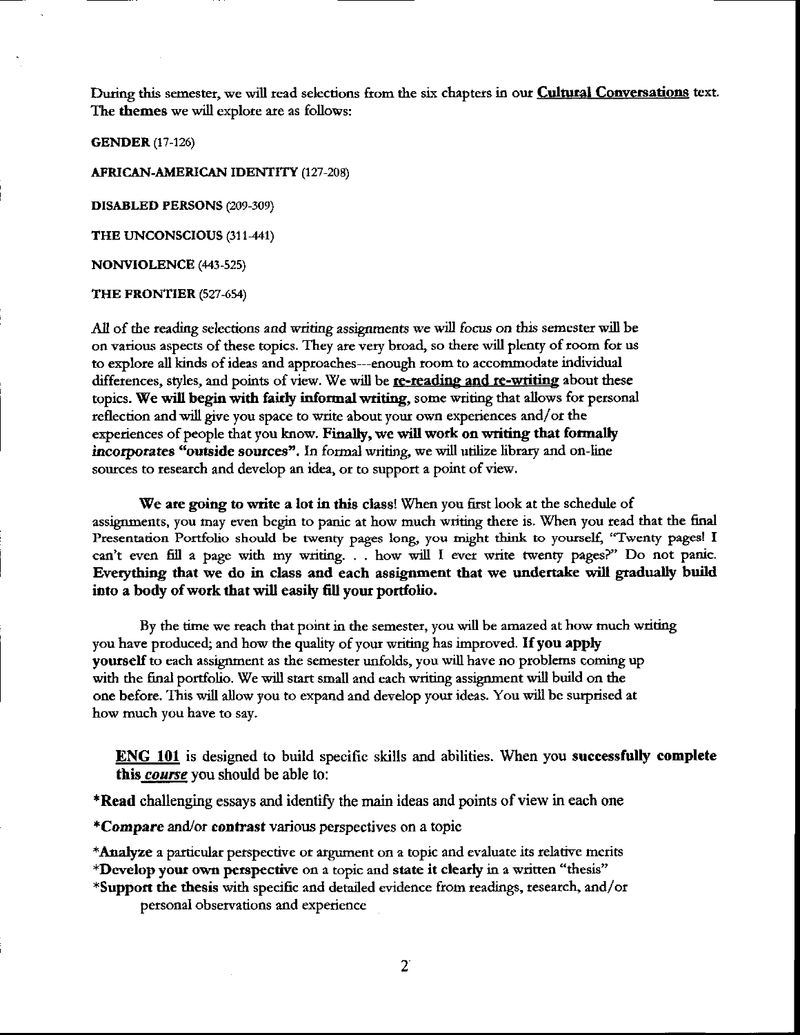During this semester, we will read selections from the six chapters in our **<u>Cultural Conversations</u>** text. The **themes** we will explore are as follows:

**GENDER** (17-126)

**AFRICAN-AMERICAN IDENTITY** (127-208)

**DISABLED PERSONS** (209-309)

**THE UNCONSCIOUS** (311-441)

**NONVIOLENCE** (443-525)

**THE FRONTIER** (527-654)

All of the reading selections and writing assignments we will focus on this semester will be on various aspects of these topics. They are very broad, so there will plenty of room for us to explore all kinds of ideas and approaches---enough room to accommodate individual differences, styles, and points of view. We will be **<u>re-reading and re-writing</u>** about these topics. **We will begin with fairly informal writing**, some writing that allows for personal reflection and will give you space to write about your own experiences and/or the experiences of people that you know. **Finally, we will work on writing that formally *incorporates* "outside sources".** In formal writing, we will utilize library and on-line sources to research and develop an idea, or to support a point of view.

**We are going to write a lot in this class**! When you first look at the schedule of assignments, you may even begin to panic at how much writing there is. When you read that the final Presentation Portfolio should be twenty pages long, you might think to yourself, "Twenty pages! I can't even fill a page with my writing. . . how will I ever write twenty pages?" Do not panic. **Everything that we do in class and each assignment that we undertake will gradually build into a body of work that will easily fill your portfolio.**

By the time we reach that point in the semester, you will be amazed at how much writing you have produced; and how the quality of your writing has improved. **If you apply yourself** to each assignment as the semester unfolds, you will have no problems coming up with the final portfolio. We will start small and each writing assignment will build on the one before. This will allow you to expand and develop your ideas. You will be surprised at how much you have to say.

**<u>ENG 101</u>** is designed to build specific skills and abilities. When you **successfully complete this *<u>course</u>*** you should be able to:

*__Read__ challenging essays and identify the main ideas and points of view in each one

*__Compare__ and/or **contrast** various perspectives on a topic

*__Analyze__ a particular perspective or argument on a topic and evaluate its relative merits
*__Develop your own perspective__ on a topic and **state it clearly** in a written "thesis"
*__Support the thesis__ with specific and detailed evidence from readings, research, and/or personal observations and experience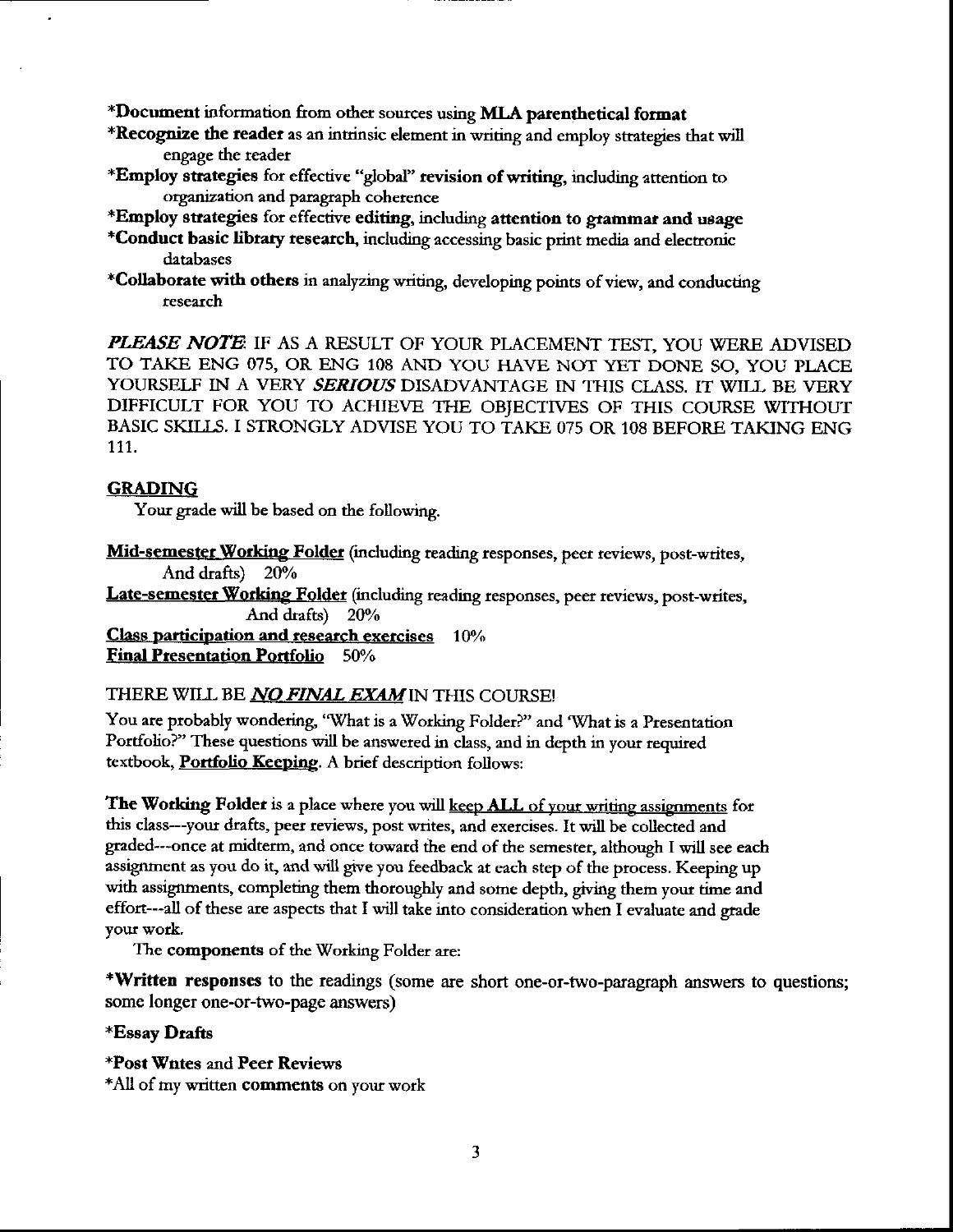*__Document__ information from other sources using __MLA parenthetical format__

*__Recognize the reader__ as an intrinsic element in writing and employ strategies that will engage the reader

*__Employ strategies__ for effective "global" __revision of writing__, including attention to organization and paragraph coherence

*__Employ strategies__ for effective __editing__, including __attention to grammar and usage__

*__Conduct basic library research__, including accessing basic print media and electronic databases

*__Collaborate with others__ in analyzing writing, developing points of view, and conducting research

***PLEASE NOTE***: IF AS A RESULT OF YOUR PLACEMENT TEST, YOU WERE ADVISED TO TAKE ENG 075, OR ENG 108 AND YOU HAVE NOT YET DONE SO, YOU PLACE YOURSELF IN A VERY ***SERIOUS*** DISADVANTAGE IN THIS CLASS. IT WILL BE VERY DIFFICULT FOR YOU TO ACHIEVE THE OBJECTIVES OF THIS COURSE WITHOUT BASIC SKILLS. I STRONGLY ADVISE YOU TO TAKE 075 OR 108 BEFORE TAKING ENG 111.

## GRADING

Your grade will be based on the following.

**Mid-semester Working Folder** (including reading responses, peer reviews, post-writes, And drafts) 20%

**Late-semester Working Folder** (including reading responses, peer reviews, post-writes, And drafts) 20%

**Class participation and research exercises** 10%

**Final Presentation Portfolio** 50%

THERE WILL BE ***NO FINAL EXAM*** IN THIS COURSE!

You are probably wondering, "What is a Working Folder?" and 'What is a Presentation Portfolio?" These questions will be answered in class, and in depth in your required textbook, **Portfolio Keeping**. A brief description follows:

**The Working Folder** is a place where you will keep ALL of your writing assignments for this class---your drafts, peer reviews, post writes, and exercises. It will be collected and graded---once at midterm, and once toward the end of the semester, although I will see each assignment as you do it, and will give you feedback at each step of the process. Keeping up with assignments, completing them thoroughly and some depth, giving them your time and effort---all of these are aspects that I will take into consideration when I evaluate and grade your work.

The **components** of the Working Folder are:

*__Written responses__ to the readings (some are short one-or-two-paragraph answers to questions; some longer one-or-two-page answers)

*__Essay Drafts__

*__Post Wntes__ and __Peer Reviews__

*All of my written __comments__ on your work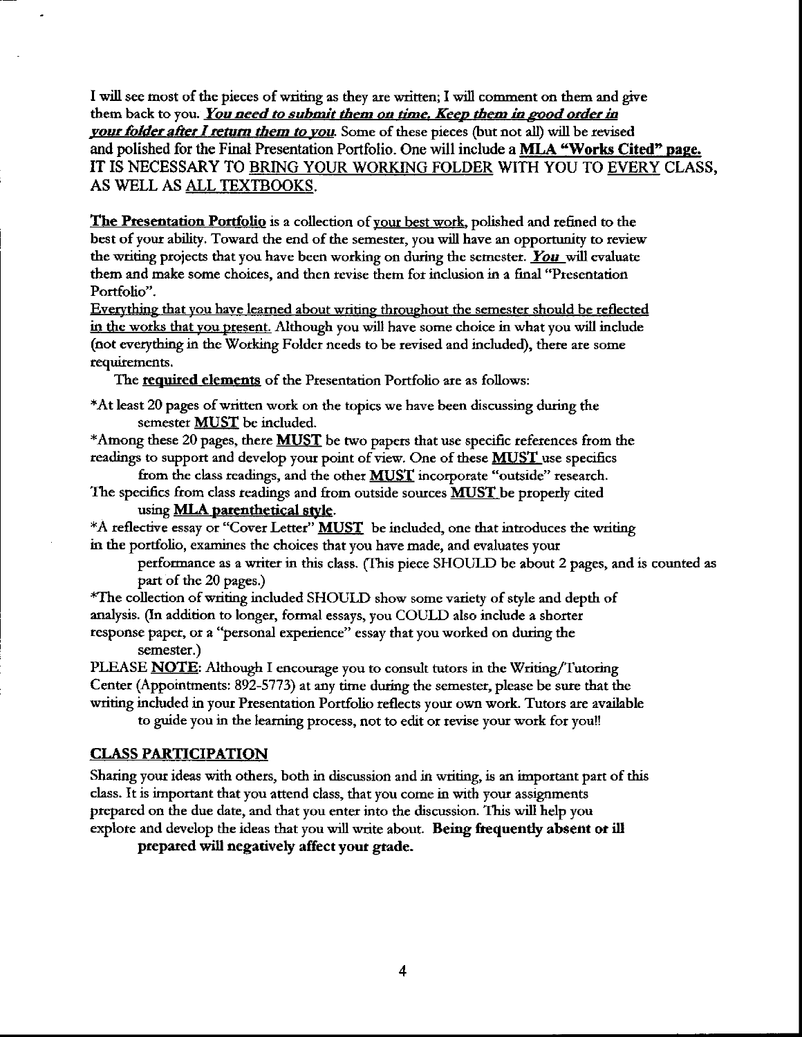I will see most of the pieces of writing as they are written; I will comment on them and give them back to you. ***You need to submit them on time. Keep them in good order in your folder after I return them to you.*** Some of these pieces (but not all) will be revised and polished for the Final Presentation Portfolio. One will include a **MLA "Works Cited" page.** IT IS NECESSARY TO BRING YOUR WORKING FOLDER WITH YOU TO EVERY CLASS, AS WELL AS ALL TEXTBOOKS.

**The Presentation Portfolio** is a collection of your best work, polished and refined to the best of your ability. Toward the end of the semester, you will have an opportunity to review the writing projects that you have been working on during the semester. ***You*** will evaluate them and make some choices, and then revise them for inclusion in a final "Presentation Portfolio".

Everything that you have learned about writing throughout the semester should be reflected in the works that you present. Although you will have some choice in what you will include (not everything in the Working Folder needs to be revised and included), there are some requirements.

The **required elements** of the Presentation Portfolio are as follows:

*At least 20 pages of written work on the topics we have been discussing during the semester **MUST** be included.

*Among these 20 pages, there **MUST** be two papers that use specific references from the readings to support and develop your point of view. One of these **MUST** use specifics from the class readings, and the other **MUST** incorporate "outside" research.

The specifics from class readings and from outside sources **MUST** be properly cited using **MLA parenthetical style**.

*A reflective essay or "Cover Letter" **MUST** be included, one that introduces the writing in the portfolio, examines the choices that you have made, and evaluates your performance as a writer in this class. (This piece SHOULD be about 2 pages, and is counted as part of the 20 pages.)

*The collection of writing included SHOULD show some variety of style and depth of analysis. (In addition to longer, formal essays, you COULD also include a shorter response paper, or a "personal experience" essay that you worked on during the semester.)

PLEASE **NOTE**: Although I encourage you to consult tutors in the Writing/Tutoring Center (Appointments: 892-5773) at any time during the semester, please be sure that the writing included in your Presentation Portfolio reflects your own work. Tutors are available to guide you in the learning process, not to edit or revise your work for you!!

## CLASS PARTICIPATION

Sharing your ideas with others, both in discussion and in writing, is an important part of this class. It is important that you attend class, that you come in with your assignments prepared on the due date, and that you enter into the discussion. This will help you explore and develop the ideas that you will write about. **Being frequently absent or ill prepared will negatively affect your grade.**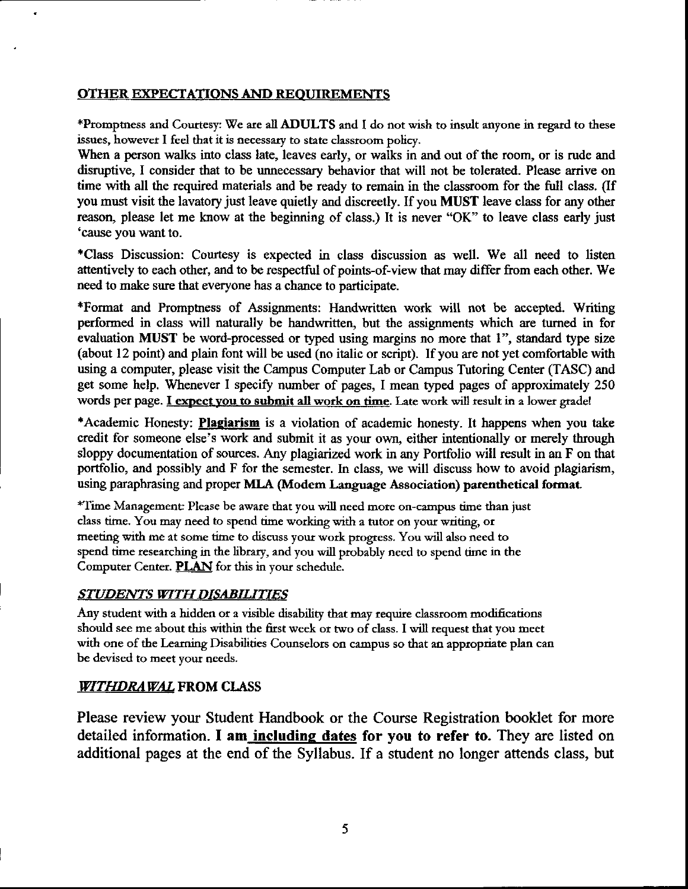## OTHER EXPECTATIONS AND REQUIREMENTS

*Promptness and Courtesy: We are all **ADULTS** and I do not wish to insult anyone in regard to these issues, however I feel that it is necessary to state classroom policy.

When a person walks into class late, leaves early, or walks in and out of the room, or is rude and disruptive, I consider that to be unnecessary behavior that will not be tolerated. Please arrive on time with all the required materials and be ready to remain in the classroom for the full class. (If you must visit the lavatory just leave quietly and discreetly. If you **MUST** leave class for any other reason, please let me know at the beginning of class.) It is never "OK" to leave class early just 'cause you want to.

*Class Discussion: Courtesy is expected in class discussion as well. We all need to listen attentively to each other, and to be respectful of points-of-view that may differ from each other. We need to make sure that everyone has a chance to participate.

*Format and Promptness of Assignments: Handwritten work will not be accepted. Writing performed in class will naturally be handwritten, but the assignments which are turned in for evaluation **MUST** be word-processed or typed using margins no more that 1", standard type size (about 12 point) and plain font will be used (no italic or script). If you are not yet comfortable with using a computer, please visit the Campus Computer Lab or Campus Tutoring Center (TASC) and get some help. Whenever I specify number of pages, I mean typed pages of approximately 250 words per page. **I expect you to submit all work on time**. Late work will result in a lower grade!

*Academic Honesty: **Plagiarism** is a violation of academic honesty. It happens when you take credit for someone else's work and submit it as your own, either intentionally or merely through sloppy documentation of sources. Any plagiarized work in any Portfolio will result in an F on that portfolio, and possibly and F for the semester. In class, we will discuss how to avoid plagiarism, using paraphrasing and proper **MLA (Modem Language Association) parenthetical format**.

*Time Management: Please be aware that you will need more on-campus time than just class time. You may need to spend time working with a tutor on your writing, or meeting with me at some time to discuss your work progress. You will also need to spend time researching in the library, and you will probably need to spend time in the Computer Center. **PLAN** for this in your schedule.

## *STUDENTS WITH DISABILITIES*

Any student with a hidden or a visible disability that may require classroom modifications should see me about this within the first week or two of class. I will request that you meet with one of the Learning Disabilities Counselors on campus so that an appropriate plan can be devised to meet your needs.

## *WITHDRAWAL* FROM CLASS

Please review your Student Handbook or the Course Registration booklet for more detailed information. **I am including dates for you to refer to.** They are listed on additional pages at the end of the Syllabus. If a student no longer attends class, but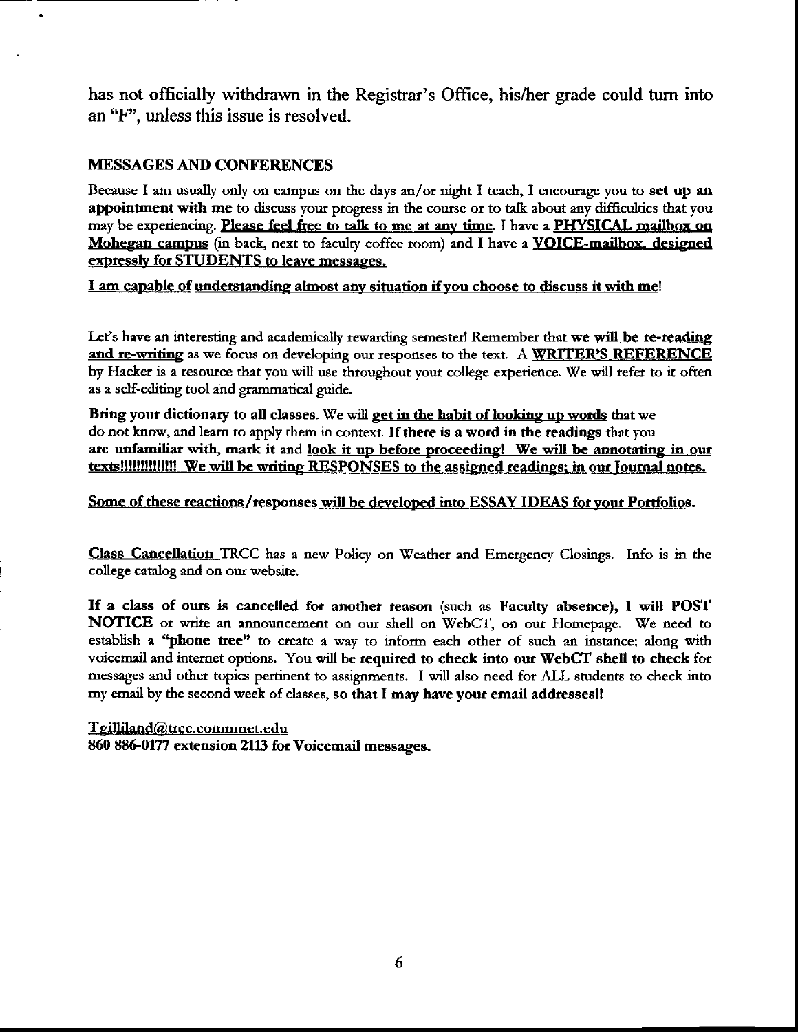has not officially withdrawn in the Registrar's Office, his/her grade could turn into an "F", unless this issue is resolved.

## MESSAGES AND CONFERENCES

Because I am usually only on campus on the days an/or night I teach, I encourage you to **set up an appointment with me** to discuss your progress in the course or to talk about any difficulties that you may be experiencing. **Please feel free to talk to me at any time**. I have a **PHYSICAL mailbox on Mohegan campus** (in back, next to faculty coffee room) and I have a **VOICE-mailbox, designed expressly for STUDENTS to leave messages.**

**I am capable of understanding almost any situation if you choose to discuss it with me!**

Let's have an interesting and academically rewarding semester! Remember that **we will be re-reading and re-writing** as we focus on developing our responses to the text. A **WRITER'S REFERENCE** by Hacker is a resource that you will use throughout your college experience. We will refer to it often as a self-editing tool and grammatical guide.

**Bring your dictionary to all classes**. We will **get in the habit of looking up words** that we do not know, and learn to apply them in context. **If there is a word in the readings** that you **are unfamiliar with, mark** it and **look it up before proceeding! We will be annotating in our texts!!!!!!!!!!!!! We will be writing RESPONSES to the assigned readings; in our Journal notes.**

**Some of these reactions/responses will be developed into ESSAY IDEAS for your Portfolios.**

**Class Cancellation** TRCC has a new Policy on Weather and Emergency Closings. Info is in the college catalog and on our website.

**If a class of ours is cancelled for another reason** (such as **Faculty absence), I will POST NOTICE** or write an announcement on our shell on WebCT, on our Homepage. We need to establish a **"phone tree"** to create a way to inform each other of such an instance; along with voicemail and internet options. You will be **required to check into our WebCT shell to check** for messages and other topics pertinent to assignments. I will also need for ALL students to check into my email by the second week of classes, **so that I may have your email addresses!!**

Tgilliland@trcc.commnet.edu
**860 886-0177 extension 2113 for Voicemail messages.**